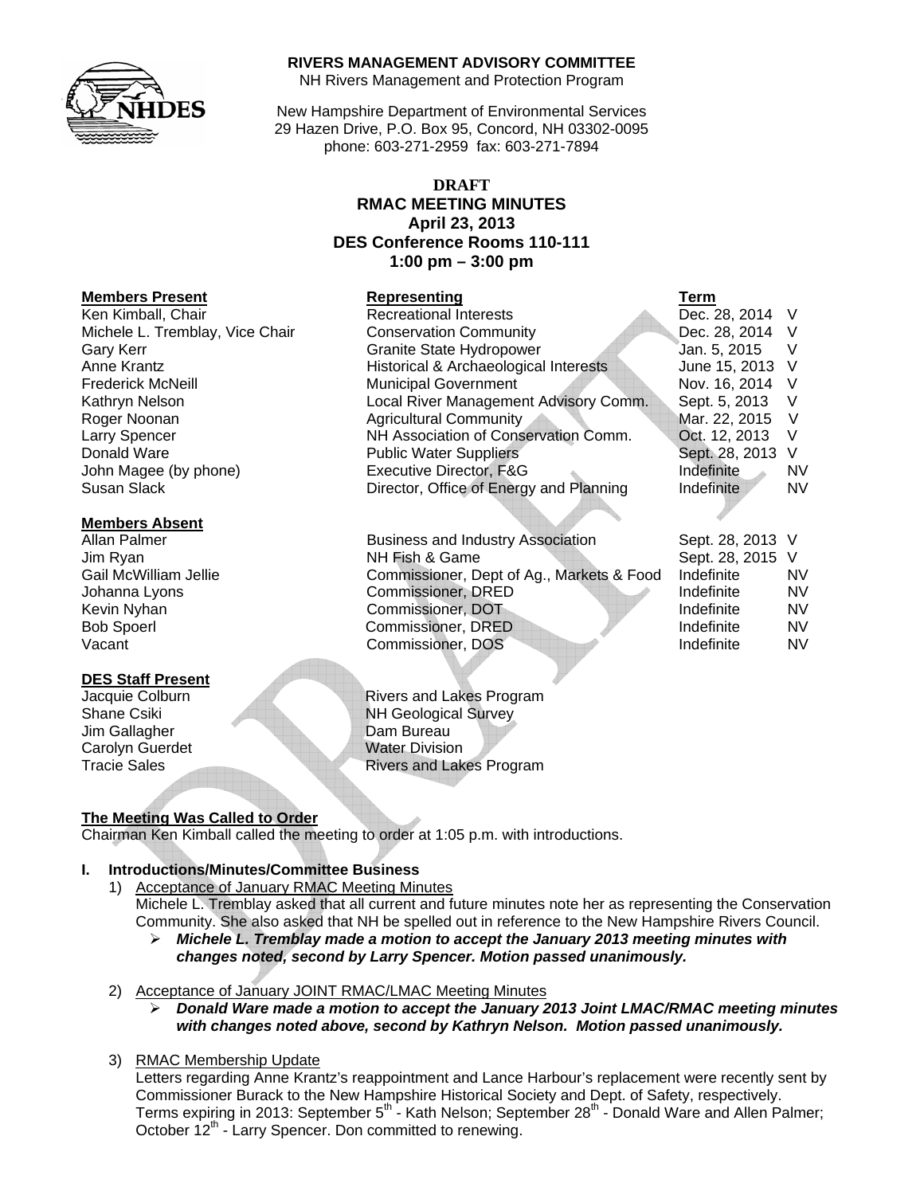**RIVERS MANAGEMENT ADVISORY COMMITTEE**
NH Rivers Management and Protection Program

New Hampshire Department of Environmental Services
29 Hazen Drive, P.O. Box 95, Concord, NH 03302-0095
phone: 603-271-2959 fax: 603-271-7894

# DRAFT
# RMAC MEETING MINUTES
## April 23, 2013
## DES Conference Rooms 110-111
## 1:00 pm – 3:00 pm

| **Members Present** | **Representing** | **Term** | |
|---|---|---|---|
| Ken Kimball, Chair | Recreational Interests | Dec. 28, 2014 | V |
| Michele L. Tremblay, Vice Chair | Conservation Community | Dec. 28, 2014 | V |
| Gary Kerr | Granite State Hydropower | Jan. 5, 2015 | V |
| Anne Krantz | Historical & Archaeological Interests | June 15, 2013 | V |
| Frederick McNeill | Municipal Government | Nov. 16, 2014 | V |
| Kathryn Nelson | Local River Management Advisory Comm. | Sept. 5, 2013 | V |
| Roger Noonan | Agricultural Community | Mar. 22, 2015 | V |
| Larry Spencer | NH Association of Conservation Comm. | Oct. 12, 2013 | V |
| Donald Ware | Public Water Suppliers | Sept. 28, 2013 | V |
| John Magee (by phone) | Executive Director, F&G | Indefinite | NV |
| Susan Slack | Director, Office of Energy and Planning | Indefinite | NV |

| **Members Absent** | | | |
|---|---|---|---|
| Allan Palmer | Business and Industry Association | Sept. 28, 2013 | V |
| Jim Ryan | NH Fish & Game | Sept. 28, 2015 | V |
| Gail McWilliam Jellie | Commissioner, Dept of Ag., Markets & Food | Indefinite | NV |
| Johanna Lyons | Commissioner, DRED | Indefinite | NV |
| Kevin Nyhan | Commissioner, DOT | Indefinite | NV |
| Bob Spoerl | Commissioner, DRED | Indefinite | NV |
| Vacant | Commissioner, DOS | Indefinite | NV |

| **DES Staff Present** | |
|---|---|
| Jacquie Colburn | Rivers and Lakes Program |
| Shane Csiki | NH Geological Survey |
| Jim Gallagher | Dam Bureau |
| Carolyn Guerdet | Water Division |
| Tracie Sales | Rivers and Lakes Program |

**The Meeting Was Called to Order**
Chairman Ken Kimball called the meeting to order at 1:05 p.m. with introductions.

**I. Introductions/Minutes/Committee Business**

1) Acceptance of January RMAC Meeting Minutes
Michele L. Tremblay asked that all current and future minutes note her as representing the Conservation Community. She also asked that NH be spelled out in reference to the New Hampshire Rivers Council.
   - ***Michele L. Tremblay made a motion to accept the January 2013 meeting minutes with changes noted, second by Larry Spencer. Motion passed unanimously.***

2) Acceptance of January JOINT RMAC/LMAC Meeting Minutes
   - ***Donald Ware made a motion to accept the January 2013 Joint LMAC/RMAC meeting minutes with changes noted above, second by Kathryn Nelson. Motion passed unanimously.***

3) RMAC Membership Update
Letters regarding Anne Krantz's reappointment and Lance Harbour's replacement were recently sent by Commissioner Burack to the New Hampshire Historical Society and Dept. of Safety, respectively. Terms expiring in 2013: September 5th - Kath Nelson; September 28th - Donald Ware and Allen Palmer; October 12th - Larry Spencer. Don committed to renewing.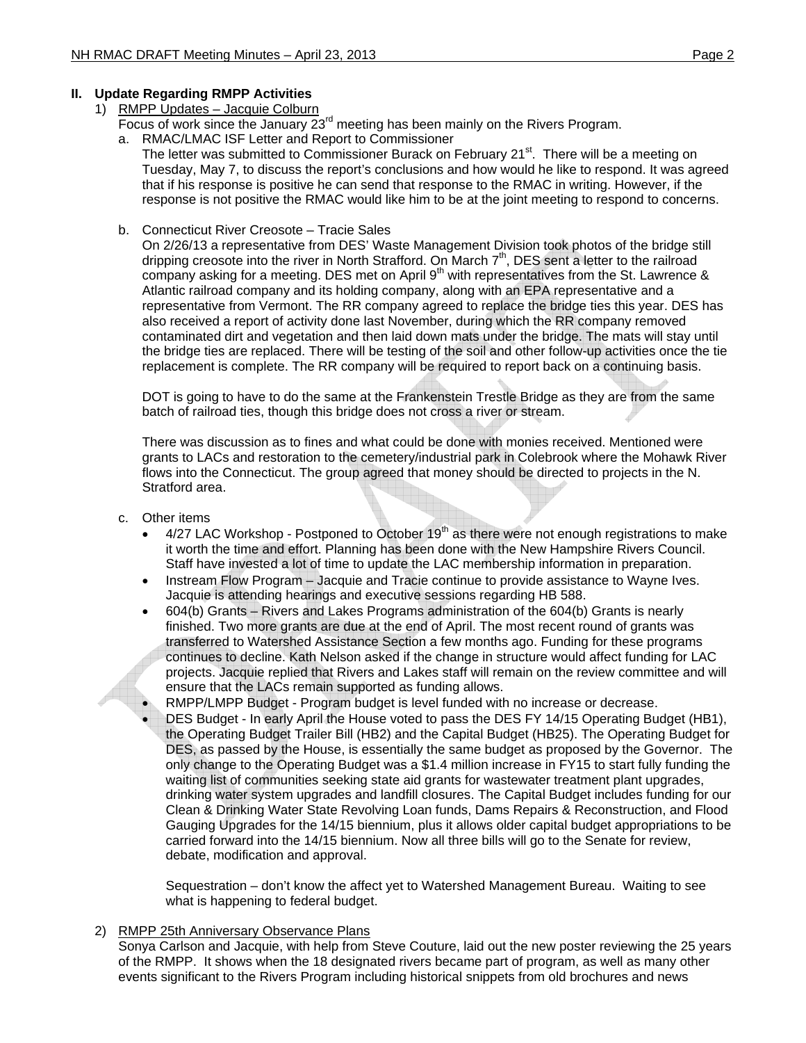## II. Update Regarding RMPP Activities

1) RMPP Updates – Jacquie Colburn

Focus of work since the January 23rd meeting has been mainly on the Rivers Program.

a. RMAC/LMAC ISF Letter and Report to Commissioner

The letter was submitted to Commissioner Burack on February 21st. There will be a meeting on Tuesday, May 7, to discuss the report's conclusions and how would he like to respond. It was agreed that if his response is positive he can send that response to the RMAC in writing. However, if the response is not positive the RMAC would like him to be at the joint meeting to respond to concerns.

b. Connecticut River Creosote – Tracie Sales

On 2/26/13 a representative from DES' Waste Management Division took photos of the bridge still dripping creosote into the river in North Strafford. On March 7th, DES sent a letter to the railroad company asking for a meeting. DES met on April 9th with representatives from the St. Lawrence & Atlantic railroad company and its holding company, along with an EPA representative and a representative from Vermont. The RR company agreed to replace the bridge ties this year. DES has also received a report of activity done last November, during which the RR company removed contaminated dirt and vegetation and then laid down mats under the bridge. The mats will stay until the bridge ties are replaced. There will be testing of the soil and other follow-up activities once the tie replacement is complete. The RR company will be required to report back on a continuing basis.

DOT is going to have to do the same at the Frankenstein Trestle Bridge as they are from the same batch of railroad ties, though this bridge does not cross a river or stream.

There was discussion as to fines and what could be done with monies received. Mentioned were grants to LACs and restoration to the cemetery/industrial park in Colebrook where the Mohawk River flows into the Connecticut. The group agreed that money should be directed to projects in the N. Stratford area.

c. Other items

- 4/27 LAC Workshop - Postponed to October 19th as there were not enough registrations to make it worth the time and effort. Planning has been done with the New Hampshire Rivers Council. Staff have invested a lot of time to update the LAC membership information in preparation.
- Instream Flow Program – Jacquie and Tracie continue to provide assistance to Wayne Ives. Jacquie is attending hearings and executive sessions regarding HB 588.
- 604(b) Grants – Rivers and Lakes Programs administration of the 604(b) Grants is nearly finished. Two more grants are due at the end of April. The most recent round of grants was transferred to Watershed Assistance Section a few months ago. Funding for these programs continues to decline. Kath Nelson asked if the change in structure would affect funding for LAC projects. Jacquie replied that Rivers and Lakes staff will remain on the review committee and will ensure that the LACs remain supported as funding allows.
- RMPP/LMPP Budget - Program budget is level funded with no increase or decrease.
- DES Budget - In early April the House voted to pass the DES FY 14/15 Operating Budget (HB1), the Operating Budget Trailer Bill (HB2) and the Capital Budget (HB25). The Operating Budget for DES, as passed by the House, is essentially the same budget as proposed by the Governor. The only change to the Operating Budget was a $1.4 million increase in FY15 to start fully funding the waiting list of communities seeking state aid grants for wastewater treatment plant upgrades, drinking water system upgrades and landfill closures. The Capital Budget includes funding for our Clean & Drinking Water State Revolving Loan funds, Dams Repairs & Reconstruction, and Flood Gauging Upgrades for the 14/15 biennium, plus it allows older capital budget appropriations to be carried forward into the 14/15 biennium. Now all three bills will go to the Senate for review, debate, modification and approval.

  Sequestration – don't know the affect yet to Watershed Management Bureau. Waiting to see what is happening to federal budget.

2) RMPP 25th Anniversary Observance Plans

Sonya Carlson and Jacquie, with help from Steve Couture, laid out the new poster reviewing the 25 years of the RMPP. It shows when the 18 designated rivers became part of program, as well as many other events significant to the Rivers Program including historical snippets from old brochures and news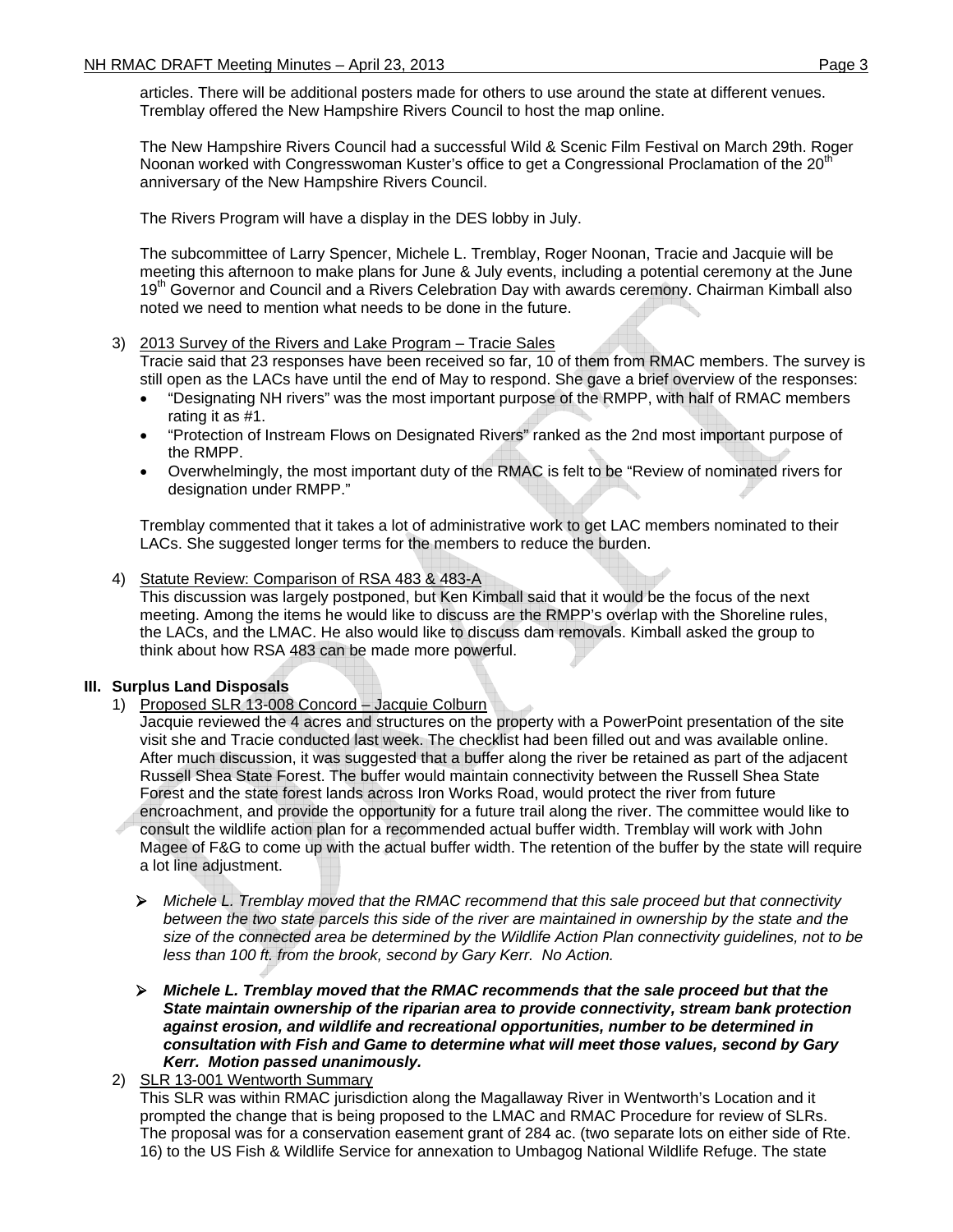articles. There will be additional posters made for others to use around the state at different venues. Tremblay offered the New Hampshire Rivers Council to host the map online.

The New Hampshire Rivers Council had a successful Wild & Scenic Film Festival on March 29th. Roger Noonan worked with Congresswoman Kuster's office to get a Congressional Proclamation of the 20th anniversary of the New Hampshire Rivers Council.

The Rivers Program will have a display in the DES lobby in July.

The subcommittee of Larry Spencer, Michele L. Tremblay, Roger Noonan, Tracie and Jacquie will be meeting this afternoon to make plans for June & July events, including a potential ceremony at the June 19th Governor and Council and a Rivers Celebration Day with awards ceremony. Chairman Kimball also noted we need to mention what needs to be done in the future.

3) <u>2013 Survey of the Rivers and Lake Program – Tracie Sales</u>
   Tracie said that 23 responses have been received so far, 10 of them from RMAC members. The survey is still open as the LACs have until the end of May to respond. She gave a brief overview of the responses:
   - "Designating NH rivers" was the most important purpose of the RMPP, with half of RMAC members rating it as #1.
   - "Protection of Instream Flows on Designated Rivers" ranked as the 2nd most important purpose of the RMPP.
   - Overwhelmingly, the most important duty of the RMAC is felt to be "Review of nominated rivers for designation under RMPP."

   Tremblay commented that it takes a lot of administrative work to get LAC members nominated to their LACs. She suggested longer terms for the members to reduce the burden.

4) <u>Statute Review: Comparison of RSA 483 & 483-A</u>
   This discussion was largely postponed, but Ken Kimball said that it would be the focus of the next meeting. Among the items he would like to discuss are the RMPP's overlap with the Shoreline rules, the LACs, and the LMAC. He also would like to discuss dam removals. Kimball asked the group to think about how RSA 483 can be made more powerful.

## III. Surplus Land Disposals

1) <u>Proposed SLR 13-008 Concord – Jacquie Colburn</u>
   Jacquie reviewed the 4 acres and structures on the property with a PowerPoint presentation of the site visit she and Tracie conducted last week. The checklist had been filled out and was available online. After much discussion, it was suggested that a buffer along the river be retained as part of the adjacent Russell Shea State Forest. The buffer would maintain connectivity between the Russell Shea State Forest and the state forest lands across Iron Works Road, would protect the river from future encroachment, and provide the opportunity for a future trail along the river. The committee would like to consult the wildlife action plan for a recommended actual buffer width. Tremblay will work with John Magee of F&G to come up with the actual buffer width. The retention of the buffer by the state will require a lot line adjustment.

   - *Michele L. Tremblay moved that the RMAC recommend that this sale proceed but that connectivity between the two state parcels this side of the river are maintained in ownership by the state and the size of the connected area be determined by the Wildlife Action Plan connectivity guidelines, not to be less than 100 ft. from the brook, second by Gary Kerr. No Action.*

   - ***Michele L. Tremblay moved that the RMAC recommends that the sale proceed but that the State maintain ownership of the riparian area to provide connectivity, stream bank protection against erosion, and wildlife and recreational opportunities, number to be determined in consultation with Fish and Game to determine what will meet those values, second by Gary Kerr. Motion passed unanimously.***

2) <u>SLR 13-001 Wentworth Summary</u>
   This SLR was within RMAC jurisdiction along the Magallaway River in Wentworth's Location and it prompted the change that is being proposed to the LMAC and RMAC Procedure for review of SLRs. The proposal was for a conservation easement grant of 284 ac. (two separate lots on either side of Rte. 16) to the US Fish & Wildlife Service for annexation to Umbagog National Wildlife Refuge. The state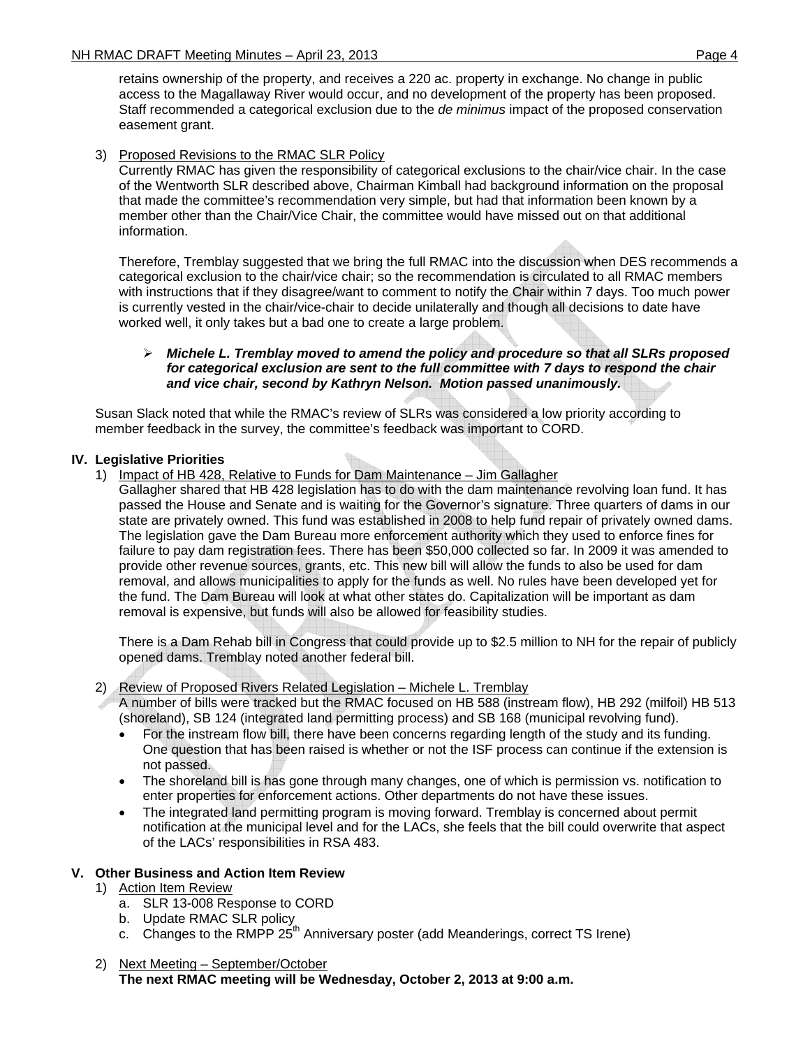retains ownership of the property, and receives a 220 ac. property in exchange. No change in public access to the Magallaway River would occur, and no development of the property has been proposed. Staff recommended a categorical exclusion due to the *de minimus* impact of the proposed conservation easement grant.

3) Proposed Revisions to the RMAC SLR Policy

Currently RMAC has given the responsibility of categorical exclusions to the chair/vice chair. In the case of the Wentworth SLR described above, Chairman Kimball had background information on the proposal that made the committee's recommendation very simple, but had that information been known by a member other than the Chair/Vice Chair, the committee would have missed out on that additional information.

Therefore, Tremblay suggested that we bring the full RMAC into the discussion when DES recommends a categorical exclusion to the chair/vice chair; so the recommendation is circulated to all RMAC members with instructions that if they disagree/want to comment to notify the Chair within 7 days. Too much power is currently vested in the chair/vice-chair to decide unilaterally and though all decisions to date have worked well, it only takes but a bad one to create a large problem.

- ***Michele L. Tremblay moved to amend the policy and procedure so that all SLRs proposed for categorical exclusion are sent to the full committee with 7 days to respond the chair and vice chair, second by Kathryn Nelson. Motion passed unanimously.***

Susan Slack noted that while the RMAC's review of SLRs was considered a low priority according to member feedback in the survey, the committee's feedback was important to CORD.

## IV. Legislative Priorities

1) Impact of HB 428, Relative to Funds for Dam Maintenance – Jim Gallagher

Gallagher shared that HB 428 legislation has to do with the dam maintenance revolving loan fund. It has passed the House and Senate and is waiting for the Governor's signature. Three quarters of dams in our state are privately owned. This fund was established in 2008 to help fund repair of privately owned dams. The legislation gave the Dam Bureau more enforcement authority which they used to enforce fines for failure to pay dam registration fees. There has been $50,000 collected so far. In 2009 it was amended to provide other revenue sources, grants, etc. This new bill will allow the funds to also be used for dam removal, and allows municipalities to apply for the funds as well. No rules have been developed yet for the fund. The Dam Bureau will look at what other states do. Capitalization will be important as dam removal is expensive, but funds will also be allowed for feasibility studies.

There is a Dam Rehab bill in Congress that could provide up to $2.5 million to NH for the repair of publicly opened dams. Tremblay noted another federal bill.

2) Review of Proposed Rivers Related Legislation – Michele L. Tremblay

A number of bills were tracked but the RMAC focused on HB 588 (instream flow), HB 292 (milfoil) HB 513 (shoreland), SB 124 (integrated land permitting process) and SB 168 (municipal revolving fund).

- For the instream flow bill, there have been concerns regarding length of the study and its funding. One question that has been raised is whether or not the ISF process can continue if the extension is not passed.
- The shoreland bill is has gone through many changes, one of which is permission vs. notification to enter properties for enforcement actions. Other departments do not have these issues.
- The integrated land permitting program is moving forward. Tremblay is concerned about permit notification at the municipal level and for the LACs, she feels that the bill could overwrite that aspect of the LACs' responsibilities in RSA 483.

## V. Other Business and Action Item Review

1) Action Item Review
   a. SLR 13-008 Response to CORD
   b. Update RMAC SLR policy
   c. Changes to the RMPP 25th Anniversary poster (add Meanderings, correct TS Irene)

2) Next Meeting – September/October

**The next RMAC meeting will be Wednesday, October 2, 2013 at 9:00 a.m.**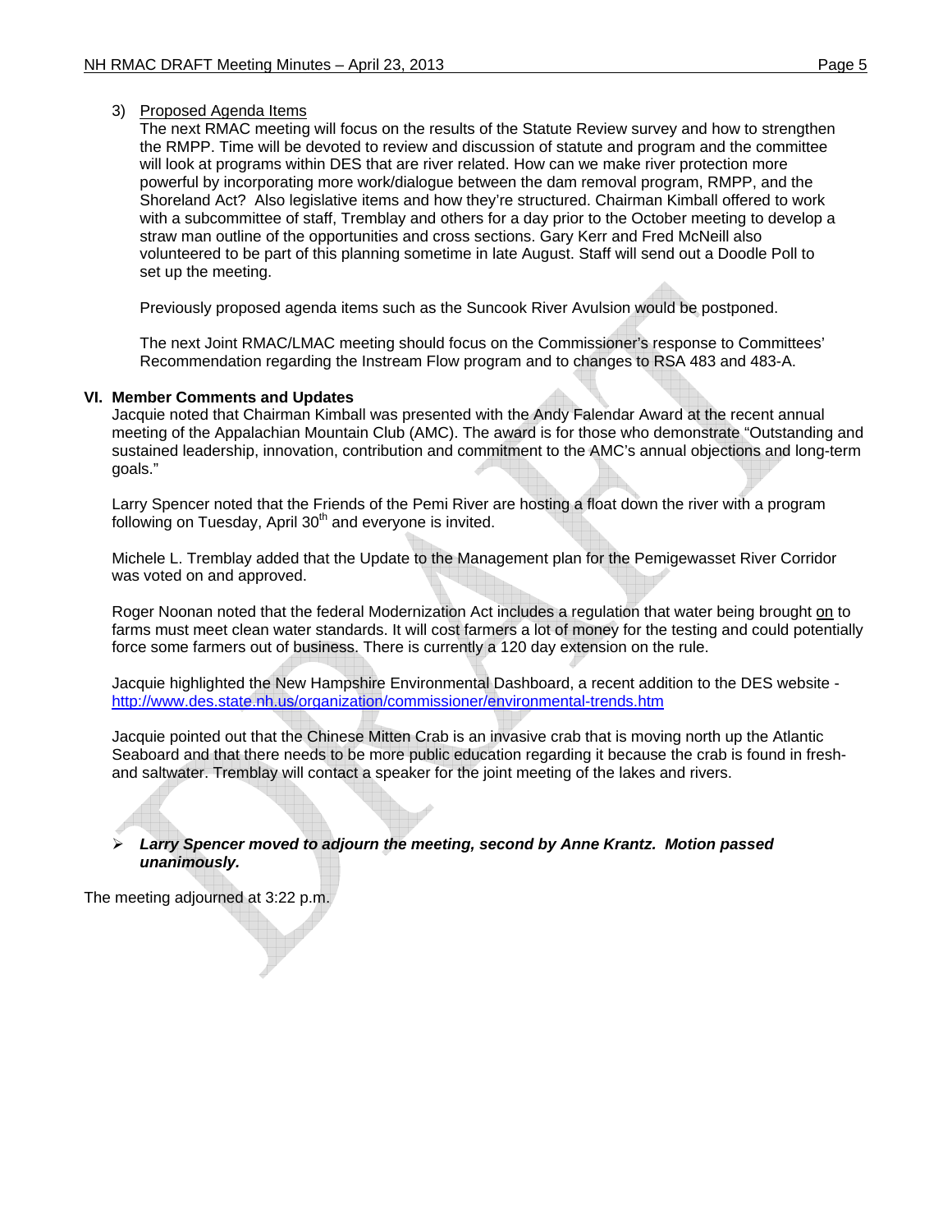3) Proposed Agenda Items

The next RMAC meeting will focus on the results of the Statute Review survey and how to strengthen the RMPP. Time will be devoted to review and discussion of statute and program and the committee will look at programs within DES that are river related. How can we make river protection more powerful by incorporating more work/dialogue between the dam removal program, RMPP, and the Shoreland Act? Also legislative items and how they're structured. Chairman Kimball offered to work with a subcommittee of staff, Tremblay and others for a day prior to the October meeting to develop a straw man outline of the opportunities and cross sections. Gary Kerr and Fred McNeill also volunteered to be part of this planning sometime in late August. Staff will send out a Doodle Poll to set up the meeting.

Previously proposed agenda items such as the Suncook River Avulsion would be postponed.

The next Joint RMAC/LMAC meeting should focus on the Commissioner's response to Committees' Recommendation regarding the Instream Flow program and to changes to RSA 483 and 483-A.

## VI. Member Comments and Updates

Jacquie noted that Chairman Kimball was presented with the Andy Falendar Award at the recent annual meeting of the Appalachian Mountain Club (AMC). The award is for those who demonstrate "Outstanding and sustained leadership, innovation, contribution and commitment to the AMC's annual objections and long-term goals."

Larry Spencer noted that the Friends of the Pemi River are hosting a float down the river with a program following on Tuesday, April 30th and everyone is invited.

Michele L. Tremblay added that the Update to the Management plan for the Pemigewasset River Corridor was voted on and approved.

Roger Noonan noted that the federal Modernization Act includes a regulation that water being brought on to farms must meet clean water standards. It will cost farmers a lot of money for the testing and could potentially force some farmers out of business. There is currently a 120 day extension on the rule.

Jacquie highlighted the New Hampshire Environmental Dashboard, a recent addition to the DES website - http://www.des.state.nh.us/organization/commissioner/environmental-trends.htm

Jacquie pointed out that the Chinese Mitten Crab is an invasive crab that is moving north up the Atlantic Seaboard and that there needs to be more public education regarding it because the crab is found in fresh- and saltwater. Tremblay will contact a speaker for the joint meeting of the lakes and rivers.

- ***Larry Spencer moved to adjourn the meeting, second by Anne Krantz. Motion passed unanimously.***

The meeting adjourned at 3:22 p.m.